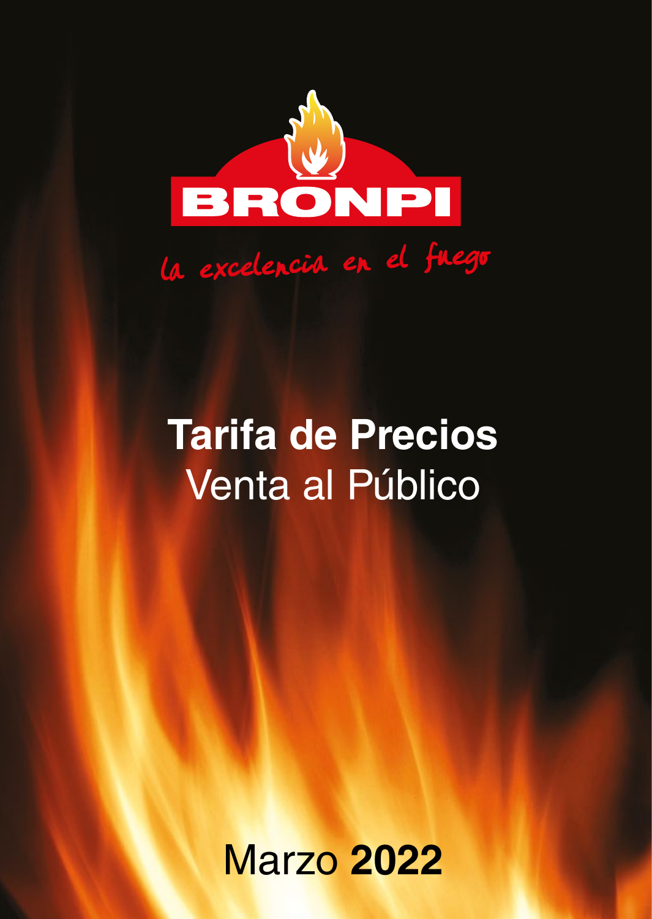BRONPI

*la excelencia en el fuego*

# Tarifa de Precios

## Venta al Público

Marzo **2022**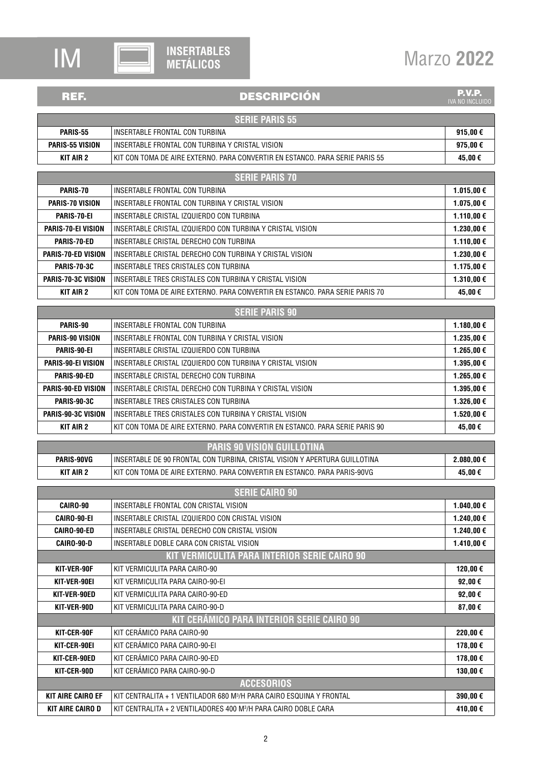# IM INSERTABLES METÁLICOS

## Marzo **2022**

| REF. | DESCRIPCIÓN | P.V.P. IVA NO INCLUIDO |
|---|---|---|
| **SERIE PARIS 55** | | |
| **PARIS-55** | INSERTABLE FRONTAL CON TURBINA | **915,00 €** |
| **PARIS-55 VISION** | INSERTABLE FRONTAL CON TURBINA Y CRISTAL VISION | **975,00 €** |
| **KIT AIR 2** | KIT CON TOMA DE AIRE EXTERNO. PARA CONVERTIR EN ESTANCO. PARA SERIE PARIS 55 | **45,00 €** |
| **SERIE PARIS 70** | | |
| **PARIS-70** | INSERTABLE FRONTAL CON TURBINA | **1.015,00 €** |
| **PARIS-70 VISION** | INSERTABLE FRONTAL CON TURBINA Y CRISTAL VISION | **1.075,00 €** |
| **PARIS-70-EI** | INSERTABLE CRISTAL IZQUIERDO CON TURBINA | **1.110,00 €** |
| **PARIS-70-EI VISION** | INSERTABLE CRISTAL IZQUIERDO CON TURBINA Y CRISTAL VISION | **1.230,00 €** |
| **PARIS-70-ED** | INSERTABLE CRISTAL DERECHO CON TURBINA | **1.110,00 €** |
| **PARIS-70-ED VISION** | INSERTABLE CRISTAL DERECHO CON TURBINA Y CRISTAL VISION | **1.230,00 €** |
| **PARIS-70-3C** | INSERTABLE TRES CRISTALES CON TURBINA | **1.175,00 €** |
| **PARIS-70-3C VISION** | INSERTABLE TRES CRISTALES CON TURBINA Y CRISTAL VISION | **1.310,00 €** |
| **KIT AIR 2** | KIT CON TOMA DE AIRE EXTERNO. PARA CONVERTIR EN ESTANCO. PARA SERIE PARIS 70 | **45,00 €** |
| **SERIE PARIS 90** | | |
| **PARIS-90** | INSERTABLE FRONTAL CON TURBINA | **1.180,00 €** |
| **PARIS-90 VISION** | INSERTABLE FRONTAL CON TURBINA Y CRISTAL VISION | **1.235,00 €** |
| **PARIS-90-EI** | INSERTABLE CRISTAL IZQUIERDO CON TURBINA | **1.265,00 €** |
| **PARIS-90-EI VISION** | INSERTABLE CRISTAL IZQUIERDO CON TURBINA Y CRISTAL VISION | **1.395,00 €** |
| **PARIS-90-ED** | INSERTABLE CRISTAL DERECHO CON TURBINA | **1.265,00 €** |
| **PARIS-90-ED VISION** | INSERTABLE CRISTAL DERECHO CON TURBINA Y CRISTAL VISION | **1.395,00 €** |
| **PARIS-90-3C** | INSERTABLE TRES CRISTALES CON TURBINA | **1.326,00 €** |
| **PARIS-90-3C VISION** | INSERTABLE TRES CRISTALES CON TURBINA Y CRISTAL VISION | **1.520,00 €** |
| **KIT AIR 2** | KIT CON TOMA DE AIRE EXTERNO. PARA CONVERTIR EN ESTANCO. PARA SERIE PARIS 90 | **45,00 €** |
| **PARIS 90 VISION GUILLOTINA** | | |
| **PARIS-90VG** | INSERTABLE DE 90 FRONTAL CON TURBINA, CRISTAL VISION Y APERTURA GUILLOTINA | **2.080,00 €** |
| **KIT AIR 2** | KIT CON TOMA DE AIRE EXTERNO. PARA CONVERTIR EN ESTANCO. PARA PARIS-90VG | **45,00 €** |
| **SERIE CAIRO 90** | | |
| **CAIRO-90** | INSERTABLE FRONTAL CON CRISTAL VISION | **1.040,00 €** |
| **CAIRO-90-EI** | INSERTABLE CRISTAL IZQUIERDO CON CRISTAL VISION | **1.240,00 €** |
| **CAIRO-90-ED** | INSERTABLE CRISTAL DERECHO CON CRISTAL VISION | **1.240,00 €** |
| **CAIRO-90-D** | INSERTABLE DOBLE CARA CON CRISTAL VISION | **1.410,00 €** |
| **KIT VERMICULITA PARA INTERIOR SERIE CAIRO 90** | | |
| **KIT-VER-90F** | KIT VERMICULITA PARA CAIRO-90 | **120,00 €** |
| **KIT-VER-90EI** | KIT VERMICULITA PARA CAIRO-90-EI | **92,00 €** |
| **KIT-VER-90ED** | KIT VERMICULITA PARA CAIRO-90-ED | **92,00 €** |
| **KIT-VER-90D** | KIT VERMICULITA PARA CAIRO-90-D | **87,00 €** |
| **KIT CERÁMICO PARA INTERIOR SERIE CAIRO 90** | | |
| **KIT-CER-90F** | KIT CERÁMICO PARA CAIRO-90 | **220,00 €** |
| **KIT-CER-90EI** | KIT CERÁMICO PARA CAIRO-90-EI | **178,00 €** |
| **KIT-CER-90ED** | KIT CERÁMICO PARA CAIRO-90-ED | **178,00 €** |
| **KIT-CER-90D** | KIT CERÁMICO PARA CAIRO-90-D | **130,00 €** |
| **ACCESORIOS** | | |
| **KIT AIRE CAIRO EF** | KIT CENTRALITA + 1 VENTILADOR 680 $M^3/H$ PARA CAIRO ESQUINA Y FRONTAL | **390,00 €** |
| **KIT AIRE CAIRO D** | KIT CENTRALITA + 2 VENTILADORES 400 $M^3/H$ PARA CAIRO DOBLE CARA | **410,00 €** |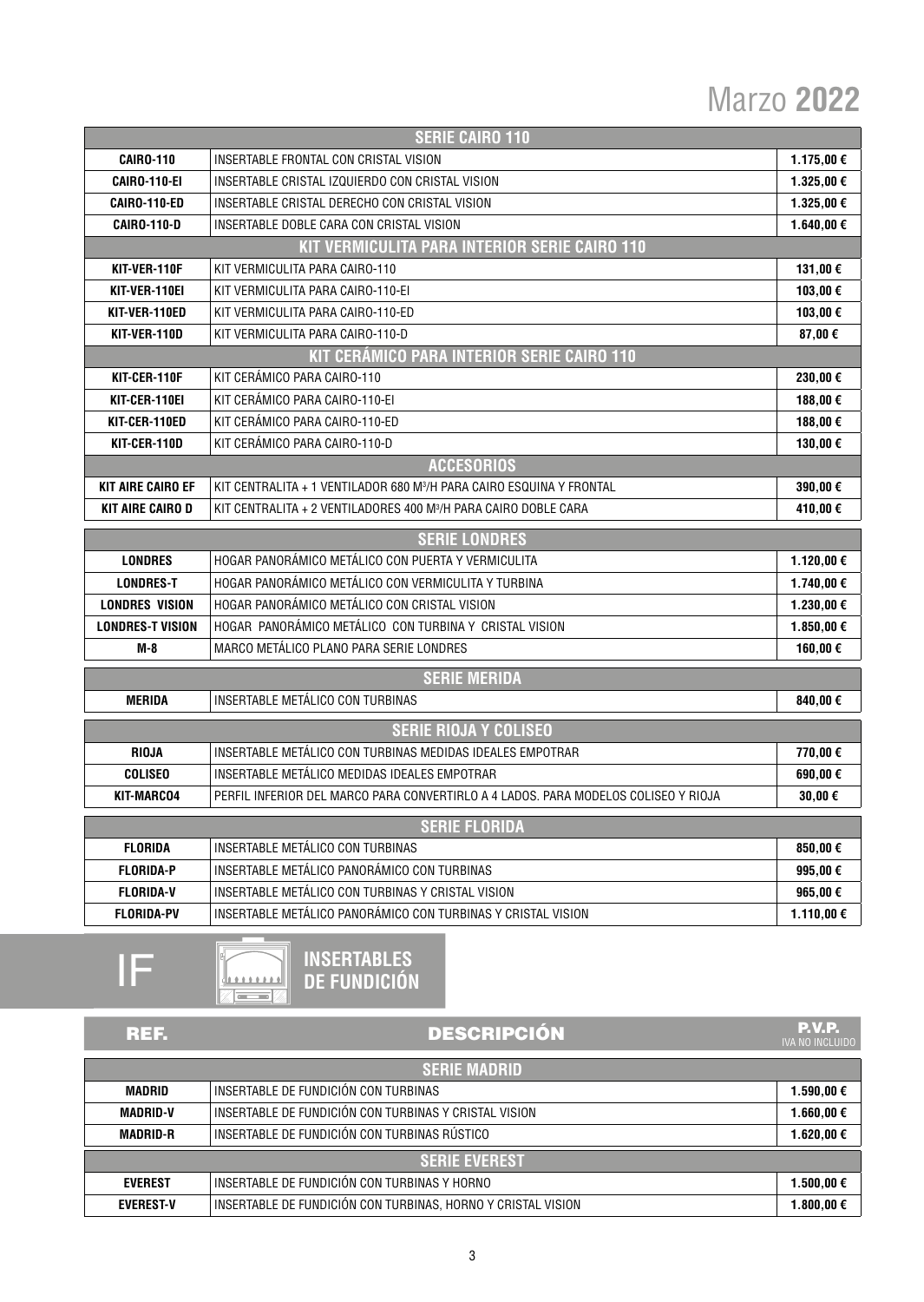# Marzo **2022**

| SERIE CAIRO 110 | | |
|---|---|---|
| **CAIRO-110** | INSERTABLE FRONTAL CON CRISTAL VISION | **1.175,00 €** |
| **CAIRO-110-EI** | INSERTABLE CRISTAL IZQUIERDO CON CRISTAL VISION | **1.325,00 €** |
| **CAIRO-110-ED** | INSERTABLE CRISTAL DERECHO CON CRISTAL VISION | **1.325,00 €** |
| **CAIRO-110-D** | INSERTABLE DOBLE CARA CON CRISTAL VISION | **1.640,00 €** |
| **KIT VERMICULITA PARA INTERIOR SERIE CAIRO 110** | | |
| **KIT-VER-110F** | KIT VERMICULITA PARA CAIRO-110 | **131,00 €** |
| **KIT-VER-110EI** | KIT VERMICULITA PARA CAIRO-110-EI | **103,00 €** |
| **KIT-VER-110ED** | KIT VERMICULITA PARA CAIRO-110-ED | **103,00 €** |
| **KIT-VER-110D** | KIT VERMICULITA PARA CAIRO-110-D | **87,00 €** |
| **KIT CERÁMICO PARA INTERIOR SERIE CAIRO 110** | | |
| **KIT-CER-110F** | KIT CERÁMICO PARA CAIRO-110 | **230,00 €** |
| **KIT-CER-110EI** | KIT CERÁMICO PARA CAIRO-110-EI | **188,00 €** |
| **KIT-CER-110ED** | KIT CERÁMICO PARA CAIRO-110-ED | **188,00 €** |
| **KIT-CER-110D** | KIT CERÁMICO PARA CAIRO-110-D | **130,00 €** |
| **ACCESORIOS** | | |
| **KIT AIRE CAIRO EF** | KIT CENTRALITA + 1 VENTILADOR 680 $M^3$/H PARA CAIRO ESQUINA Y FRONTAL | **390,00 €** |
| **KIT AIRE CAIRO D** | KIT CENTRALITA + 2 VENTILADORES 400 $M^3$/H PARA CAIRO DOBLE CARA | **410,00 €** |

| SERIE LONDRES | | |
|---|---|---|
| **LONDRES** | HOGAR PANORÁMICO METÁLICO CON PUERTA Y VERMICULITA | **1.120,00 €** |
| **LONDRES-T** | HOGAR PANORÁMICO METÁLICO CON VERMICULITA Y TURBINA | **1.740,00 €** |
| **LONDRES VISION** | HOGAR PANORÁMICO METÁLICO CON CRISTAL VISION | **1.230,00 €** |
| **LONDRES-T VISION** | HOGAR PANORÁMICO METÁLICO CON TURBINA Y CRISTAL VISION | **1.850,00 €** |
| **M-8** | MARCO METÁLICO PLANO PARA SERIE LONDRES | **160,00 €** |

| SERIE MERIDA | | |
|---|---|---|
| **MERIDA** | INSERTABLE METÁLICO CON TURBINAS | **840,00 €** |

| SERIE RIOJA Y COLISEO | | |
|---|---|---|
| **RIOJA** | INSERTABLE METÁLICO CON TURBINAS MEDIDAS IDEALES EMPOTRAR | **770,00 €** |
| **COLISEO** | INSERTABLE METÁLICO MEDIDAS IDEALES EMPOTRAR | **690,00 €** |
| **KIT-MARCO4** | PERFIL INFERIOR DEL MARCO PARA CONVERTIRLO A 4 LADOS. PARA MODELOS COLISEO Y RIOJA | **30,00 €** |

| SERIE FLORIDA | | |
|---|---|---|
| **FLORIDA** | INSERTABLE METÁLICO CON TURBINAS | **850,00 €** |
| **FLORIDA-P** | INSERTABLE METÁLICO PANORÁMICO CON TURBINAS | **995,00 €** |
| **FLORIDA-V** | INSERTABLE METÁLICO CON TURBINAS Y CRISTAL VISION | **965,00 €** |
| **FLORIDA-PV** | INSERTABLE METÁLICO PANORÁMICO CON TURBINAS Y CRISTAL VISION | **1.110,00 €** |

## IF — INSERTABLES DE FUNDICIÓN

| REF. | DESCRIPCIÓN | P.V.P. IVA NO INCLUIDO |
|---|---|---|
| **SERIE MADRID** | | |
| **MADRID** | INSERTABLE DE FUNDICIÓN CON TURBINAS | **1.590,00 €** |
| **MADRID-V** | INSERTABLE DE FUNDICIÓN CON TURBINAS Y CRISTAL VISION | **1.660,00 €** |
| **MADRID-R** | INSERTABLE DE FUNDICIÓN CON TURBINAS RÚSTICO | **1.620,00 €** |
| **SERIE EVEREST** | | |
| **EVEREST** | INSERTABLE DE FUNDICIÓN CON TURBINAS Y HORNO | **1.500,00 €** |
| **EVEREST-V** | INSERTABLE DE FUNDICIÓN CON TURBINAS, HORNO Y CRISTAL VISION | **1.800,00 €** |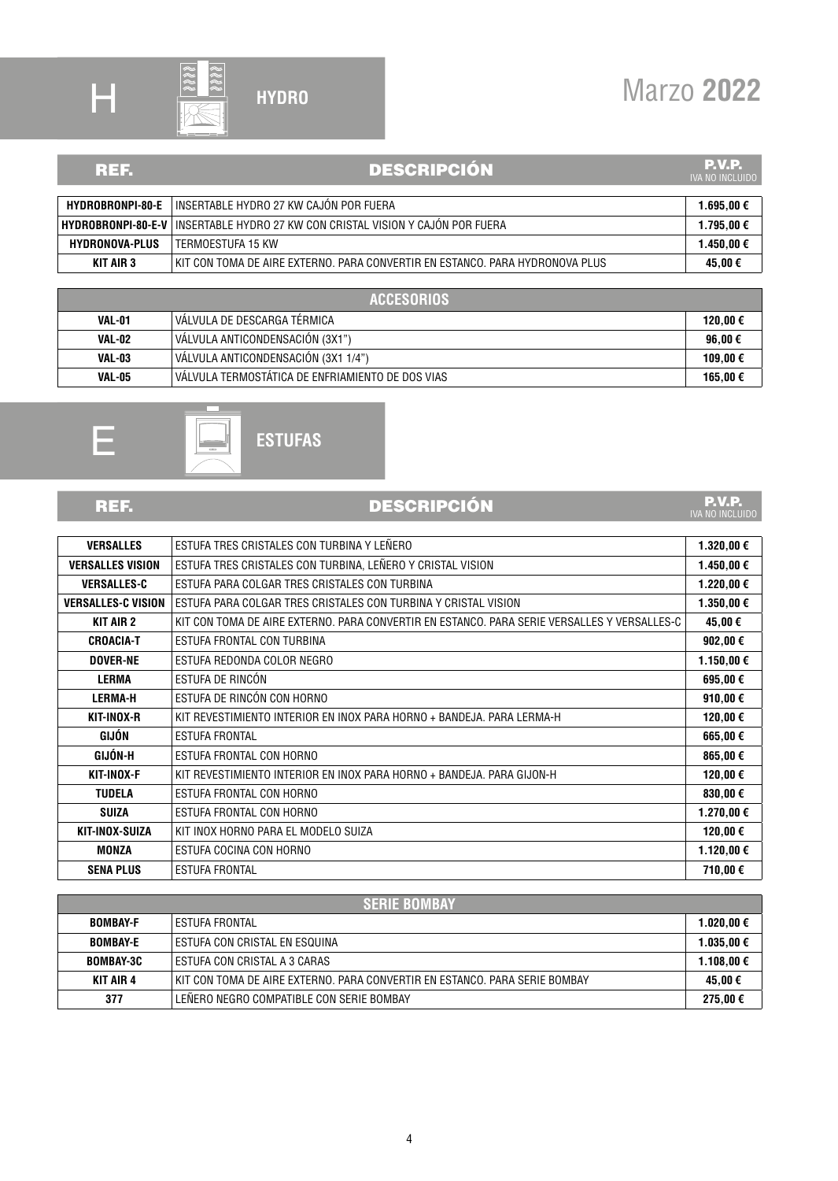# H HYDRO

Marzo **2022**

| REF. | DESCRIPCIÓN | P.V.P. IVA NO INCLUIDO |
|---|---|---|
| **HYDROBRONPI-80-E** | INSERTABLE HYDRO 27 KW CAJÓN POR FUERA | **1.695,00 €** |
| **HYDROBRONPI-80-E-V** | INSERTABLE HYDRO 27 KW CON CRISTAL VISION Y CAJÓN POR FUERA | **1.795,00 €** |
| **HYDRONOVA-PLUS** | TERMOESTUFA 15 KW | **1.450,00 €** |
| **KIT AIR 3** | KIT CON TOMA DE AIRE EXTERNO. PARA CONVERTIR EN ESTANCO. PARA HYDRONOVA PLUS | **45,00 €** |

| ACCESORIOS | | |
|---|---|---|
| **VAL-01** | VÁLVULA DE DESCARGA TÉRMICA | **120,00 €** |
| **VAL-02** | VÁLVULA ANTICONDENSACIÓN (3X1") | **96,00 €** |
| **VAL-03** | VÁLVULA ANTICONDENSACIÓN (3X1 1/4") | **109,00 €** |
| **VAL-05** | VÁLVULA TERMOSTÁTICA DE ENFRIAMIENTO DE DOS VIAS | **165,00 €** |

# E ESTUFAS

| REF. | DESCRIPCIÓN | P.V.P. IVA NO INCLUIDO |
|---|---|---|
| **VERSALLES** | ESTUFA TRES CRISTALES CON TURBINA Y LEÑERO | **1.320,00 €** |
| **VERSALLES VISION** | ESTUFA TRES CRISTALES CON TURBINA, LEÑERO Y CRISTAL VISION | **1.450,00 €** |
| **VERSALLES-C** | ESTUFA PARA COLGAR TRES CRISTALES CON TURBINA | **1.220,00 €** |
| **VERSALLES-C VISION** | ESTUFA PARA COLGAR TRES CRISTALES CON TURBINA Y CRISTAL VISION | **1.350,00 €** |
| **KIT AIR 2** | KIT CON TOMA DE AIRE EXTERNO. PARA CONVERTIR EN ESTANCO. PARA SERIE VERSALLES Y VERSALLES-C | **45,00 €** |
| **CROACIA-T** | ESTUFA FRONTAL CON TURBINA | **902,00 €** |
| **DOVER-NE** | ESTUFA REDONDA COLOR NEGRO | **1.150,00 €** |
| **LERMA** | ESTUFA DE RINCÓN | **695,00 €** |
| **LERMA-H** | ESTUFA DE RINCÓN CON HORNO | **910,00 €** |
| **KIT-INOX-R** | KIT REVESTIMIENTO INTERIOR EN INOX PARA HORNO + BANDEJA. PARA LERMA-H | **120,00 €** |
| **GIJÓN** | ESTUFA FRONTAL | **665,00 €** |
| **GIJÓN-H** | ESTUFA FRONTAL CON HORNO | **865,00 €** |
| **KIT-INOX-F** | KIT REVESTIMIENTO INTERIOR EN INOX PARA HORNO + BANDEJA. PARA GIJON-H | **120,00 €** |
| **TUDELA** | ESTUFA FRONTAL CON HORNO | **830,00 €** |
| **SUIZA** | ESTUFA FRONTAL CON HORNO | **1.270,00 €** |
| **KIT-INOX-SUIZA** | KIT INOX HORNO PARA EL MODELO SUIZA | **120,00 €** |
| **MONZA** | ESTUFA COCINA CON HORNO | **1.120,00 €** |
| **SENA PLUS** | ESTUFA FRONTAL | **710,00 €** |

| SERIE BOMBAY | | |
|---|---|---|
| **BOMBAY-F** | ESTUFA FRONTAL | **1.020,00 €** |
| **BOMBAY-E** | ESTUFA CON CRISTAL EN ESQUINA | **1.035,00 €** |
| **BOMBAY-3C** | ESTUFA CON CRISTAL A 3 CARAS | **1.108,00 €** |
| **KIT AIR 4** | KIT CON TOMA DE AIRE EXTERNO. PARA CONVERTIR EN ESTANCO. PARA SERIE BOMBAY | **45,00 €** |
| **377** | LEÑERO NEGRO COMPATIBLE CON SERIE BOMBAY | **275,00 €** |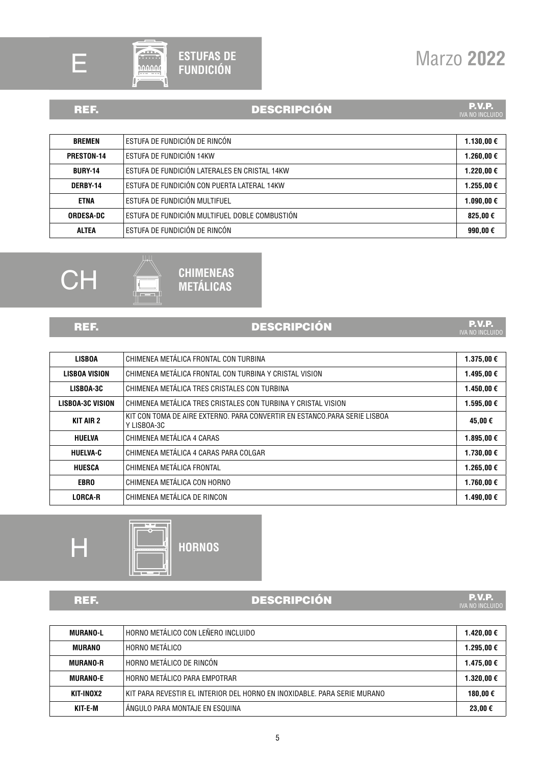Marzo **2022**

## E — ESTUFAS DE FUNDICIÓN

| REF. | DESCRIPCIÓN | P.V.P. IVA NO INCLUIDO |
|---|---|---|
| **BREMEN** | ESTUFA DE FUNDICIÓN DE RINCÓN | **1.130,00 €** |
| **PRESTON-14** | ESTUFA DE FUNDICIÓN 14KW | **1.260,00 €** |
| **BURY-14** | ESTUFA DE FUNDICIÓN LATERALES EN CRISTAL 14KW | **1.220,00 €** |
| **DERBY-14** | ESTUFA DE FUNDICIÓN CON PUERTA LATERAL 14KW | **1.255,00 €** |
| **ETNA** | ESTUFA DE FUNDICIÓN MULTIFUEL | **1.090,00 €** |
| **ORDESA-DC** | ESTUFA DE FUNDICIÓN MULTIFUEL DOBLE COMBUSTIÓN | **825,00 €** |
| **ALTEA** | ESTUFA DE FUNDICIÓN DE RINCÓN | **990,00 €** |

## CH — CHIMENEAS METÁLICAS

| REF. | DESCRIPCIÓN | P.V.P. IVA NO INCLUIDO |
|---|---|---|
| **LISBOA** | CHIMENEA METÁLICA FRONTAL CON TURBINA | **1.375,00 €** |
| **LISBOA VISION** | CHIMENEA METÁLICA FRONTAL CON TURBINA Y CRISTAL VISION | **1.495,00 €** |
| **LISBOA-3C** | CHIMENEA METÁLICA TRES CRISTALES CON TURBINA | **1.450,00 €** |
| **LISBOA-3C VISION** | CHIMENEA METÁLICA TRES CRISTALES CON TURBINA Y CRISTAL VISION | **1.595,00 €** |
| **KIT AIR 2** | KIT CON TOMA DE AIRE EXTERNO. PARA CONVERTIR EN ESTANCO.PARA SERIE LISBOA Y LISBOA-3C | **45,00 €** |
| **HUELVA** | CHIMENEA METÁLICA 4 CARAS | **1.895,00 €** |
| **HUELVA-C** | CHIMENEA METÁLICA 4 CARAS PARA COLGAR | **1.730,00 €** |
| **HUESCA** | CHIMENEA METÁLICA FRONTAL | **1.265,00 €** |
| **EBRO** | CHIMENEA METÁLICA CON HORNO | **1.760,00 €** |
| **LORCA-R** | CHIMENEA METÁLICA DE RINCON | **1.490,00 €** |

## H — HORNOS

| REF. | DESCRIPCIÓN | P.V.P. IVA NO INCLUIDO |
|---|---|---|
| **MURANO-L** | HORNO METÁLICO CON LEÑERO INCLUIDO | **1.420,00 €** |
| **MURANO** | HORNO METÁLICO | **1.295,00 €** |
| **MURANO-R** | HORNO METÁLICO DE RINCÓN | **1.475,00 €** |
| **MURANO-E** | HORNO METÁLICO PARA EMPOTRAR | **1.320,00 €** |
| **KIT-INOX2** | KIT PARA REVESTIR EL INTERIOR DEL HORNO EN INOXIDABLE. PARA SERIE MURANO | **180,00 €** |
| **KIT-E-M** | ÁNGULO PARA MONTAJE EN ESQUINA | **23,00 €** |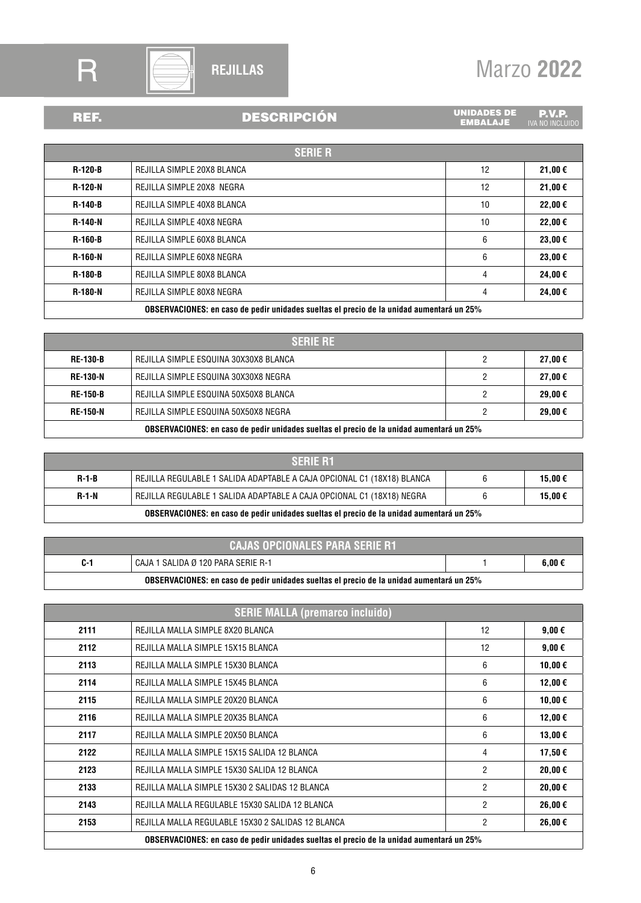# R REJILLAS

Marzo **2022**

| REF. | DESCRIPCIÓN | UNIDADES DE EMBALAJE | P.V.P. IVA NO INCLUIDO |
|---|---|---|---|
| **SERIE R** | | | |
| **R-120-B** | REJILLA SIMPLE 20X8 BLANCA | 12 | **21,00 €** |
| **R-120-N** | REJILLA SIMPLE 20X8 NEGRA | 12 | **21,00 €** |
| **R-140-B** | REJILLA SIMPLE 40X8 BLANCA | 10 | **22,00 €** |
| **R-140-N** | REJILLA SIMPLE 40X8 NEGRA | 10 | **22,00 €** |
| **R-160-B** | REJILLA SIMPLE 60X8 BLANCA | 6 | **23,00 €** |
| **R-160-N** | REJILLA SIMPLE 60X8 NEGRA | 6 | **23,00 €** |
| **R-180-B** | REJILLA SIMPLE 80X8 BLANCA | 4 | **24,00 €** |
| **R-180-N** | REJILLA SIMPLE 80X8 NEGRA | 4 | **24,00 €** |
| **OBSERVACIONES: en caso de pedir unidades sueltas el precio de la unidad aumentará un 25%** | | | |

| REF. | DESCRIPCIÓN | UNIDADES DE EMBALAJE | P.V.P. IVA NO INCLUIDO |
|---|---|---|---|
| **SERIE RE** | | | |
| **RE-130-B** | REJILLA SIMPLE ESQUINA 30X30X8 BLANCA | 2 | **27,00 €** |
| **RE-130-N** | REJILLA SIMPLE ESQUINA 30X30X8 NEGRA | 2 | **27,00 €** |
| **RE-150-B** | REJILLA SIMPLE ESQUINA 50X50X8 BLANCA | 2 | **29,00 €** |
| **RE-150-N** | REJILLA SIMPLE ESQUINA 50X50X8 NEGRA | 2 | **29,00 €** |
| **OBSERVACIONES: en caso de pedir unidades sueltas el precio de la unidad aumentará un 25%** | | | |

| REF. | DESCRIPCIÓN | UNIDADES DE EMBALAJE | P.V.P. IVA NO INCLUIDO |
|---|---|---|---|
| **SERIE R1** | | | |
| **R-1-B** | REJILLA REGULABLE 1 SALIDA ADAPTABLE A CAJA OPCIONAL C1 (18X18) BLANCA | 6 | **15,00 €** |
| **R-1-N** | REJILLA REGULABLE 1 SALIDA ADAPTABLE A CAJA OPCIONAL C1 (18X18) NEGRA | 6 | **15,00 €** |
| **OBSERVACIONES: en caso de pedir unidades sueltas el precio de la unidad aumentará un 25%** | | | |

| REF. | DESCRIPCIÓN | UNIDADES DE EMBALAJE | P.V.P. IVA NO INCLUIDO |
|---|---|---|---|
| **CAJAS OPCIONALES PARA SERIE R1** | | | |
| **C-1** | CAJA 1 SALIDA Ø 120 PARA SERIE R-1 | 1 | **6,00 €** |
| **OBSERVACIONES: en caso de pedir unidades sueltas el precio de la unidad aumentará un 25%** | | | |

| REF. | DESCRIPCIÓN | UNIDADES DE EMBALAJE | P.V.P. IVA NO INCLUIDO |
|---|---|---|---|
| **SERIE MALLA (premarco incluido)** | | | |
| **2111** | REJILLA MALLA SIMPLE 8X20 BLANCA | 12 | **9,00 €** |
| **2112** | REJILLA MALLA SIMPLE 15X15 BLANCA | 12 | **9,00 €** |
| **2113** | REJILLA MALLA SIMPLE 15X30 BLANCA | 6 | **10,00 €** |
| **2114** | REJILLA MALLA SIMPLE 15X45 BLANCA | 6 | **12,00 €** |
| **2115** | REJILLA MALLA SIMPLE 20X20 BLANCA | 6 | **10,00 €** |
| **2116** | REJILLA MALLA SIMPLE 20X35 BLANCA | 6 | **12,00 €** |
| **2117** | REJILLA MALLA SIMPLE 20X50 BLANCA | 6 | **13,00 €** |
| **2122** | REJILLA MALLA SIMPLE 15X15 SALIDA 12 BLANCA | 4 | **17,50 €** |
| **2123** | REJILLA MALLA SIMPLE 15X30 SALIDA 12 BLANCA | 2 | **20,00 €** |
| **2133** | REJILLA MALLA SIMPLE 15X30 2 SALIDAS 12 BLANCA | 2 | **20,00 €** |
| **2143** | REJILLA MALLA REGULABLE 15X30 SALIDA 12 BLANCA | 2 | **26,00 €** |
| **2153** | REJILLA MALLA REGULABLE 15X30 2 SALIDAS 12 BLANCA | 2 | **26,00 €** |
| **OBSERVACIONES: en caso de pedir unidades sueltas el precio de la unidad aumentará un 25%** | | | |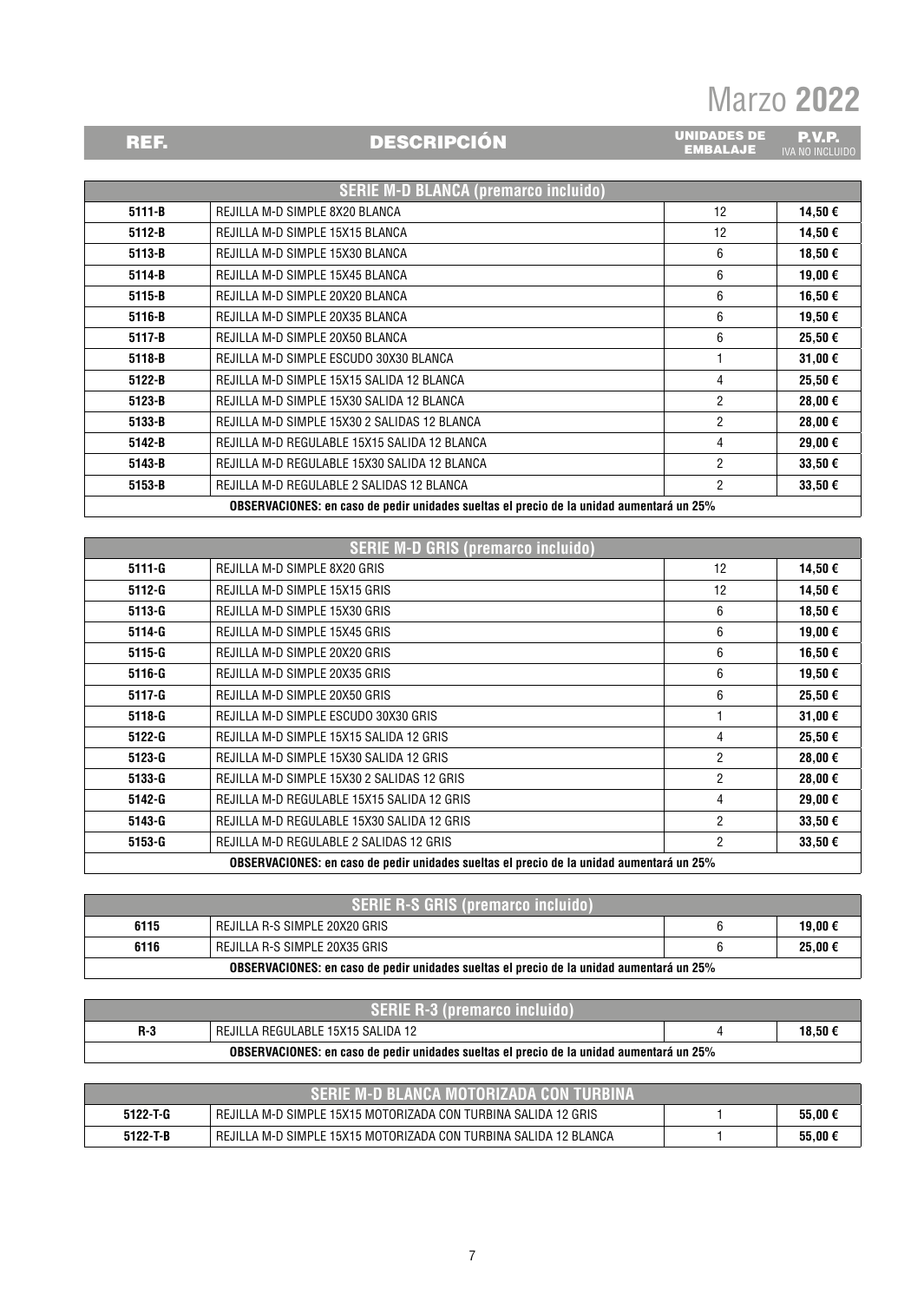# Marzo **2022**

| REF. | DESCRIPCIÓN | UNIDADES DE EMBALAJE | P.V.P. IVA NO INCLUIDO |
|---|---|---|---|
| **SERIE M-D BLANCA (premarco incluido)** | | | |
| **5111-B** | REJILLA M-D SIMPLE 8X20 BLANCA | 12 | **14,50 €** |
| **5112-B** | REJILLA M-D SIMPLE 15X15 BLANCA | 12 | **14,50 €** |
| **5113-B** | REJILLA M-D SIMPLE 15X30 BLANCA | 6 | **18,50 €** |
| **5114-B** | REJILLA M-D SIMPLE 15X45 BLANCA | 6 | **19,00 €** |
| **5115-B** | REJILLA M-D SIMPLE 20X20 BLANCA | 6 | **16,50 €** |
| **5116-B** | REJILLA M-D SIMPLE 20X35 BLANCA | 6 | **19,50 €** |
| **5117-B** | REJILLA M-D SIMPLE 20X50 BLANCA | 6 | **25,50 €** |
| **5118-B** | REJILLA M-D SIMPLE ESCUDO 30X30 BLANCA | 1 | **31,00 €** |
| **5122-B** | REJILLA M-D SIMPLE 15X15 SALIDA 12 BLANCA | 4 | **25,50 €** |
| **5123-B** | REJILLA M-D SIMPLE 15X30 SALIDA 12 BLANCA | 2 | **28,00 €** |
| **5133-B** | REJILLA M-D SIMPLE 15X30 2 SALIDAS 12 BLANCA | 2 | **28,00 €** |
| **5142-B** | REJILLA M-D REGULABLE 15X15 SALIDA 12 BLANCA | 4 | **29,00 €** |
| **5143-B** | REJILLA M-D REGULABLE 15X30 SALIDA 12 BLANCA | 2 | **33,50 €** |
| **5153-B** | REJILLA M-D REGULABLE 2 SALIDAS 12 BLANCA | 2 | **33,50 €** |
| **OBSERVACIONES: en caso de pedir unidades sueltas el precio de la unidad aumentará un 25%** | | | |

| REF. | DESCRIPCIÓN | UNIDADES DE EMBALAJE | P.V.P. IVA NO INCLUIDO |
|---|---|---|---|
| **SERIE M-D GRIS (premarco incluido)** | | | |
| **5111-G** | REJILLA M-D SIMPLE 8X20 GRIS | 12 | **14,50 €** |
| **5112-G** | REJILLA M-D SIMPLE 15X15 GRIS | 12 | **14,50 €** |
| **5113-G** | REJILLA M-D SIMPLE 15X30 GRIS | 6 | **18,50 €** |
| **5114-G** | REJILLA M-D SIMPLE 15X45 GRIS | 6 | **19,00 €** |
| **5115-G** | REJILLA M-D SIMPLE 20X20 GRIS | 6 | **16,50 €** |
| **5116-G** | REJILLA M-D SIMPLE 20X35 GRIS | 6 | **19,50 €** |
| **5117-G** | REJILLA M-D SIMPLE 20X50 GRIS | 6 | **25,50 €** |
| **5118-G** | REJILLA M-D SIMPLE ESCUDO 30X30 GRIS | 1 | **31,00 €** |
| **5122-G** | REJILLA M-D SIMPLE 15X15 SALIDA 12 GRIS | 4 | **25,50 €** |
| **5123-G** | REJILLA M-D SIMPLE 15X30 SALIDA 12 GRIS | 2 | **28,00 €** |
| **5133-G** | REJILLA M-D SIMPLE 15X30 2 SALIDAS 12 GRIS | 2 | **28,00 €** |
| **5142-G** | REJILLA M-D REGULABLE 15X15 SALIDA 12 GRIS | 4 | **29,00 €** |
| **5143-G** | REJILLA M-D REGULABLE 15X30 SALIDA 12 GRIS | 2 | **33,50 €** |
| **5153-G** | REJILLA M-D REGULABLE 2 SALIDAS 12 GRIS | 2 | **33,50 €** |
| **OBSERVACIONES: en caso de pedir unidades sueltas el precio de la unidad aumentará un 25%** | | | |

| REF. | DESCRIPCIÓN | UNIDADES DE EMBALAJE | P.V.P. IVA NO INCLUIDO |
|---|---|---|---|
| **SERIE R-S GRIS (premarco incluido)** | | | |
| **6115** | REJILLA R-S SIMPLE 20X20 GRIS | 6 | **19,00 €** |
| **6116** | REJILLA R-S SIMPLE 20X35 GRIS | 6 | **25,00 €** |
| **OBSERVACIONES: en caso de pedir unidades sueltas el precio de la unidad aumentará un 25%** | | | |

| REF. | DESCRIPCIÓN | UNIDADES DE EMBALAJE | P.V.P. IVA NO INCLUIDO |
|---|---|---|---|
| **SERIE R-3 (premarco incluido)** | | | |
| **R-3** | REJILLA REGULABLE 15X15 SALIDA 12 | 4 | **18,50 €** |
| **OBSERVACIONES: en caso de pedir unidades sueltas el precio de la unidad aumentará un 25%** | | | |

| REF. | DESCRIPCIÓN | UNIDADES DE EMBALAJE | P.V.P. IVA NO INCLUIDO |
|---|---|---|---|
| **SERIE M-D BLANCA MOTORIZADA CON TURBINA** | | | |
| **5122-T-G** | REJILLA M-D SIMPLE 15X15 MOTORIZADA CON TURBINA SALIDA 12 GRIS | 1 | **55,00 €** |
| **5122-T-B** | REJILLA M-D SIMPLE 15X15 MOTORIZADA CON TURBINA SALIDA 12 BLANCA | 1 | **55,00 €** |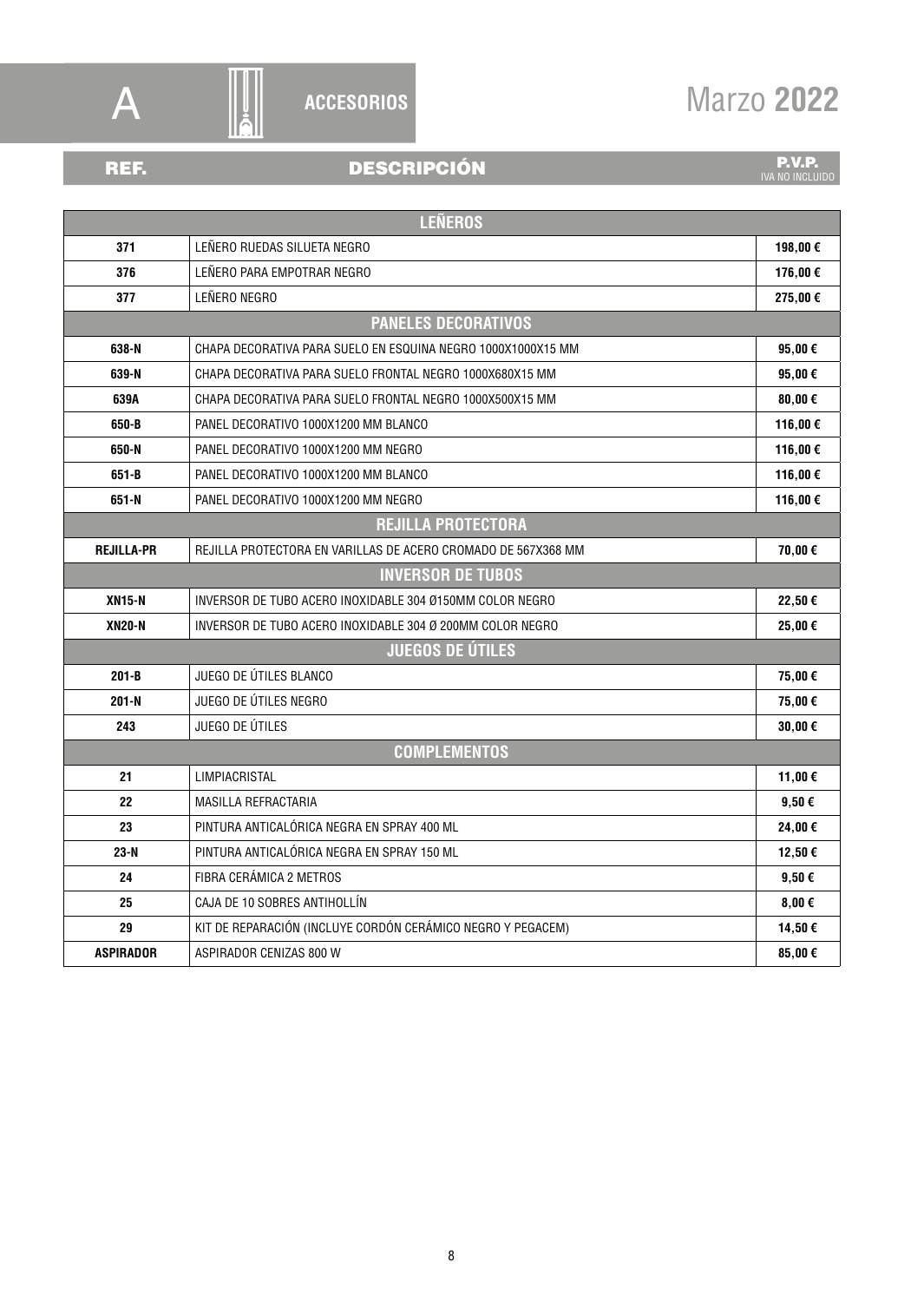# A ACCESORIOS

Marzo **2022**

| REF. | DESCRIPCIÓN | P.V.P. IVA NO INCLUIDO |
|---|---|---|
| **LEÑEROS** | | |
| **371** | LEÑERO RUEDAS SILUETA NEGRO | **198,00 €** |
| **376** | LEÑERO PARA EMPOTRAR NEGRO | **176,00 €** |
| **377** | LEÑERO NEGRO | **275,00 €** |
| **PANELES DECORATIVOS** | | |
| **638-N** | CHAPA DECORATIVA PARA SUELO EN ESQUINA NEGRO 1000X1000X15 MM | **95,00 €** |
| **639-N** | CHAPA DECORATIVA PARA SUELO FRONTAL NEGRO 1000X680X15 MM | **95,00 €** |
| **639A** | CHAPA DECORATIVA PARA SUELO FRONTAL NEGRO 1000X500X15 MM | **80,00 €** |
| **650-B** | PANEL DECORATIVO 1000X1200 MM BLANCO | **116,00 €** |
| **650-N** | PANEL DECORATIVO 1000X1200 MM NEGRO | **116,00 €** |
| **651-B** | PANEL DECORATIVO 1000X1200 MM BLANCO | **116,00 €** |
| **651-N** | PANEL DECORATIVO 1000X1200 MM NEGRO | **116,00 €** |
| **REJILLA PROTECTORA** | | |
| **REJILLA-PR** | REJILLA PROTECTORA EN VARILLAS DE ACERO CROMADO DE 567X368 MM | **70,00 €** |
| **INVERSOR DE TUBOS** | | |
| **XN15-N** | INVERSOR DE TUBO ACERO INOXIDABLE 304 Ø150MM COLOR NEGRO | **22,50 €** |
| **XN20-N** | INVERSOR DE TUBO ACERO INOXIDABLE 304 Ø 200MM COLOR NEGRO | **25,00 €** |
| **JUEGOS DE ÚTILES** | | |
| **201-B** | JUEGO DE ÚTILES BLANCO | **75,00 €** |
| **201-N** | JUEGO DE ÚTILES NEGRO | **75,00 €** |
| **243** | JUEGO DE ÚTILES | **30,00 €** |
| **COMPLEMENTOS** | | |
| **21** | LIMPIACRISTAL | **11,00 €** |
| **22** | MASILLA REFRACTARIA | **9,50 €** |
| **23** | PINTURA ANTICALÓRICA NEGRA EN SPRAY 400 ML | **24,00 €** |
| **23-N** | PINTURA ANTICALÓRICA NEGRA EN SPRAY 150 ML | **12,50 €** |
| **24** | FIBRA CERÁMICA 2 METROS | **9,50 €** |
| **25** | CAJA DE 10 SOBRES ANTIHOLLÍN | **8,00 €** |
| **29** | KIT DE REPARACIÓN (INCLUYE CORDÓN CERÁMICO NEGRO Y PEGACEM) | **14,50 €** |
| **ASPIRADOR** | ASPIRADOR CENIZAS 800 W | **85,00 €** |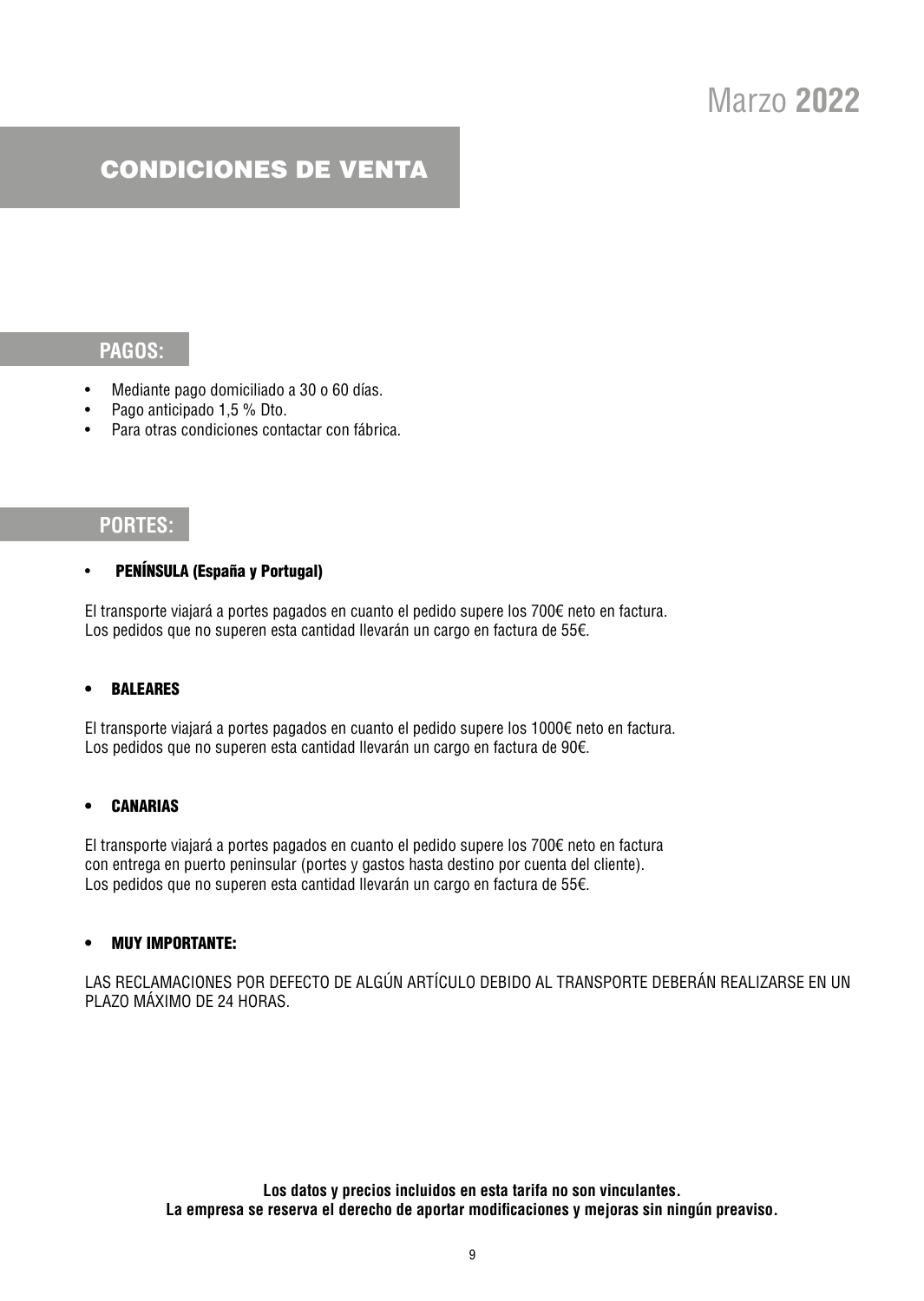Marzo **2022**

# CONDICIONES DE VENTA

## PAGOS:

- Mediante pago domiciliado a 30 o 60 días.
- Pago anticipado 1,5 % Dto.
- Para otras condiciones contactar con fábrica.

## PORTES:

- **PENÍNSULA (España y Portugal)**

El transporte viajará a portes pagados en cuanto el pedido supere los 700€ neto en factura.
Los pedidos que no superen esta cantidad llevarán un cargo en factura de 55€.

- **BALEARES**

El transporte viajará a portes pagados en cuanto el pedido supere los 1000€ neto en factura.
Los pedidos que no superen esta cantidad llevarán un cargo en factura de 90€.

- **CANARIAS**

El transporte viajará a portes pagados en cuanto el pedido supere los 700€ neto en factura
con entrega en puerto peninsular (portes y gastos hasta destino por cuenta del cliente).
Los pedidos que no superen esta cantidad llevarán un cargo en factura de 55€.

- **MUY IMPORTANTE:**

LAS RECLAMACIONES POR DEFECTO DE ALGÚN ARTÍCULO DEBIDO AL TRANSPORTE DEBERÁN REALIZARSE EN UN PLAZO MÁXIMO DE 24 HORAS.

**Los datos y precios incluidos en esta tarifa no son vinculantes.**
**La empresa se reserva el derecho de aportar modificaciones y mejoras sin ningún preaviso.**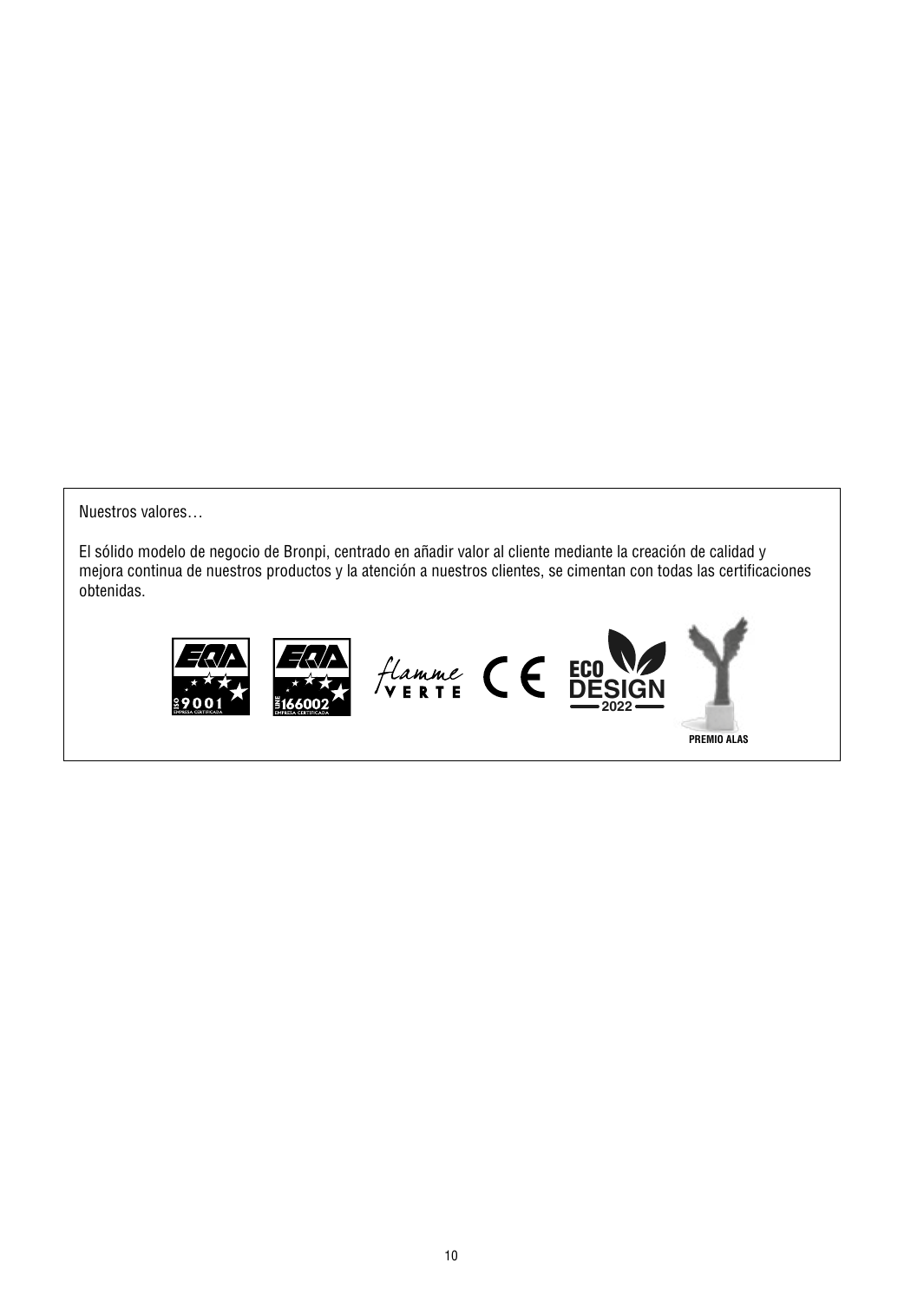Nuestros valores…

El sólido modelo de negocio de Bronpi, centrado en añadir valor al cliente mediante la creación de calidad y mejora continua de nuestros productos y la atención a nuestros clientes, se cimentan con todas las certificaciones obtenidas.

PREMIO ALAS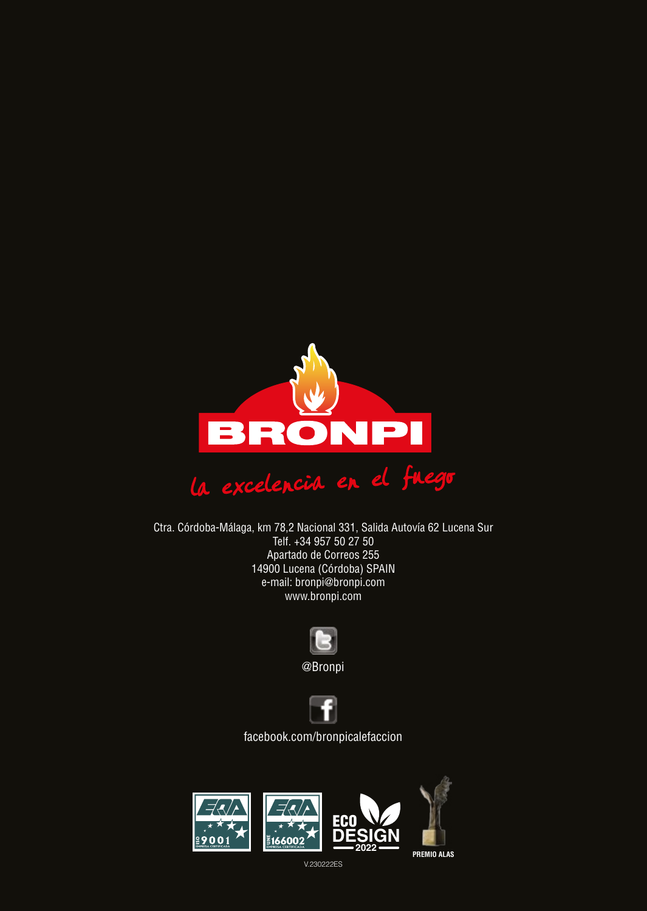BRONPI

la excelencia en el fuego

Ctra. Córdoba-Málaga, km 78,2 Nacional 331, Salida Autovía 62 Lucena Sur
Telf. +34 957 50 27 50
Apartado de Correos 255
14900 Lucena (Córdoba) SPAIN
e-mail: bronpi@bronpi.com
www.bronpi.com

@Bronpi

facebook.com/bronpicalefaccion

EQA ISO 9001 EMPRESA CERTIFICADA

EQA UNE 166002 EMPRESA CERTIFICADA

ECO DESIGN 2022

PREMIO ALAS

V.230222ES